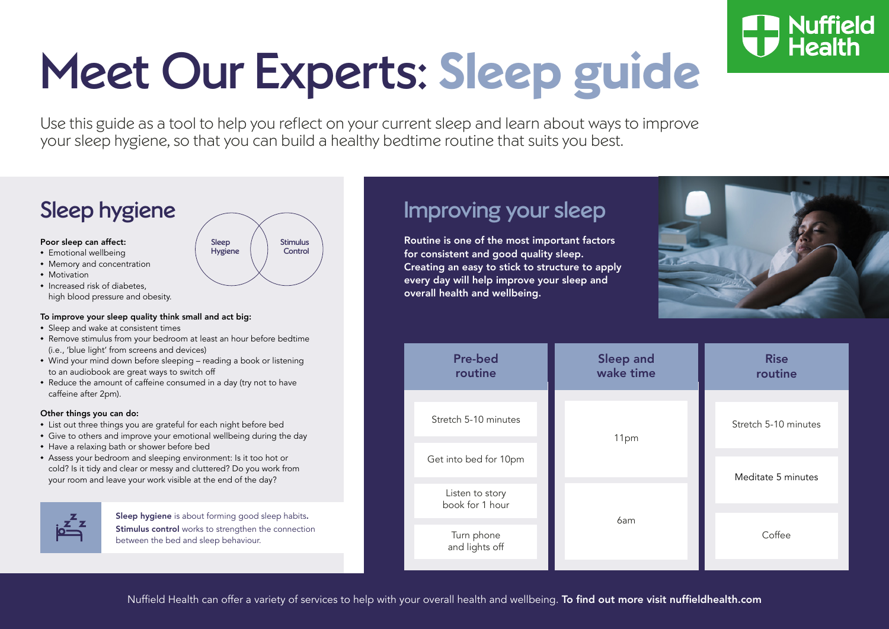# Meet Our Experts: Sleep guide

Use this guide as a tool to help you reflect on your current sleep and learn about ways to improve your sleep hygiene, so that you can build a healthy bedtime routine that suits you best.

## Sleep hygiene

Sleep Hygiene | Stimulus Control

**Poor sleep can affect:**

- Emotional wellbeing
- Memory and concentration
- Motivation
- Increased risk of diabetes, high blood pressure and obesity.

**To improve your sleep quality think small and act big:**

- Sleep and wake at consistent times
- Remove stimulus from your bedroom at least an hour before bedtime (i.e., 'blue light' from screens and devices)
- Wind your mind down before sleeping – reading a book or listening to an audiobook are great ways to switch off
- Reduce the amount of caffeine consumed in a day (try not to have caffeine after 2pm).

**Other things you can do:**

- List out three things you are grateful for each night before bed
- Give to others and improve your emotional wellbeing during the day
- Have a relaxing bath or shower before bed
- Assess your bedroom and sleeping environment: Is it too hot or cold? Is it tidy and clear or messy and cluttered? Do you work from your room and leave your work visible at the end of the day?

**Sleep hygiene** is about forming good sleep habits. **Stimulus control** works to strengthen the connection between the bed and sleep behaviour.

## Improving your sleep

**Routine is one of the most important factors for consistent and good quality sleep. Creating an easy to stick to structure to apply every day will help improve your sleep and overall health and wellbeing.**

| Pre-bed routine | Sleep and wake time | Rise routine |
|---|---|---|
| Stretch 5-10 minutes | 11pm | Stretch 5-10 minutes |
| Get into bed for 10pm | | Meditate 5 minutes |
| Listen to story book for 1 hour | 6am | Coffee |
| Turn phone and lights off | | |

Nuffield Health can offer a variety of services to help with your overall health and wellbeing. **To find out more visit nuffieldhealth.com**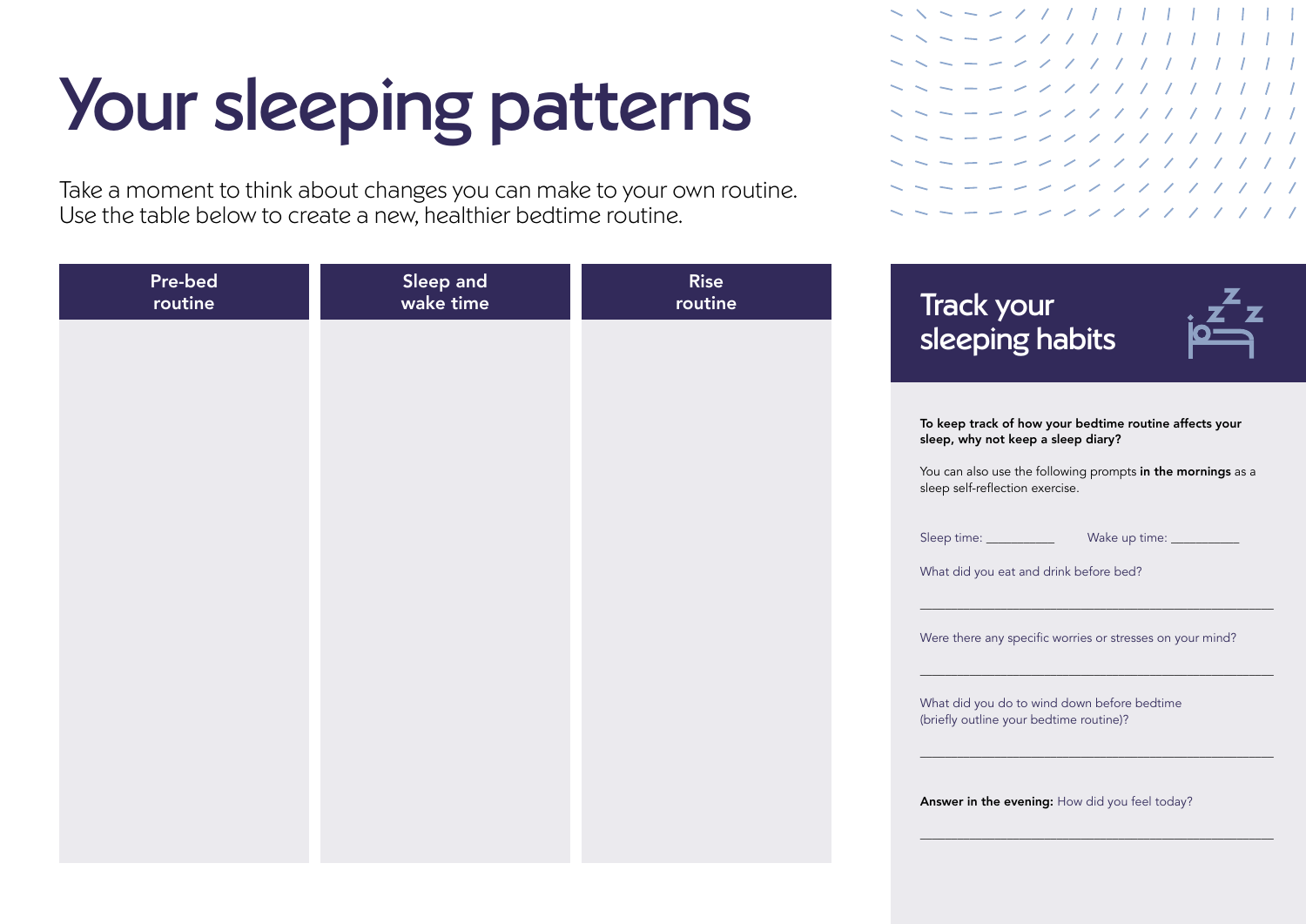# Your sleeping patterns

Take a moment to think about changes you can make to your own routine. Use the table below to create a new, healthier bedtime routine.

| Pre-bed routine | Sleep and wake time | Rise routine |
| --- | --- | --- |
| | | |

## Track your sleeping habits

**To keep track of how your bedtime routine affects your sleep, why not keep a sleep diary?**

You can also use the following prompts **in the mornings** as a sleep self-reflection exercise.

Sleep time: __________ Wake up time: __________

What did you eat and drink before bed?

______________________________________________________

Were there any specific worries or stresses on your mind?

______________________________________________________

What did you do to wind down before bedtime (briefly outline your bedtime routine)?

______________________________________________________

**Answer in the evening:** How did you feel today?

______________________________________________________